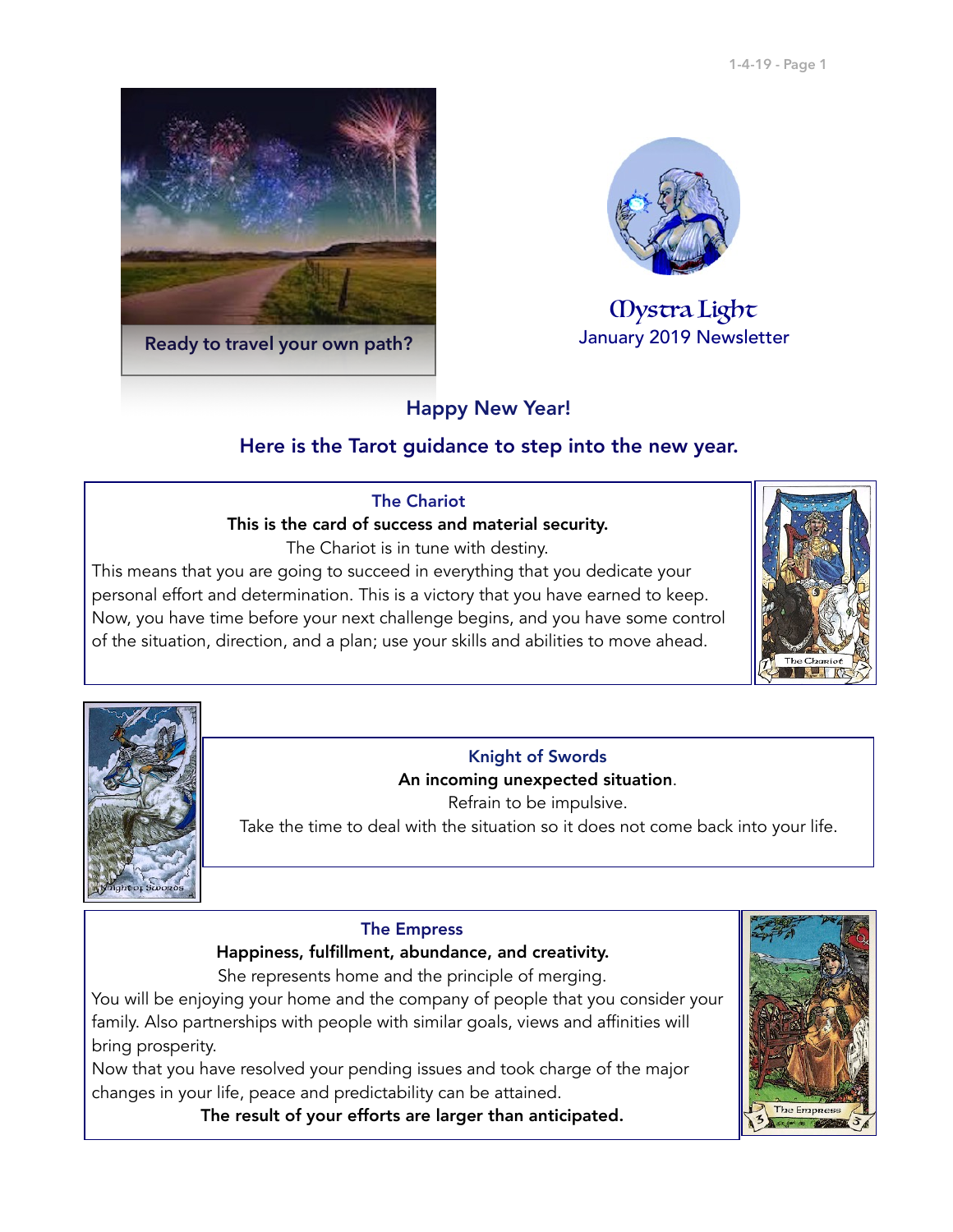Ready to travel your own path?

# Mystra Light

January 2019 Newsletter

## Happy New Year!

## Here is the Tarot guidance to step into the new year.

### The Chariot

**This is the card of success and material security.**

The Chariot is in tune with destiny.

This means that you are going to succeed in everything that you dedicate your personal effort and determination. This is a victory that you have earned to keep. Now, you have time before your next challenge begins, and you have some control of the situation, direction, and a plan; use your skills and abilities to move ahead.

### Knight of Swords

**An incoming unexpected situation**.

Refrain to be impulsive.

Take the time to deal with the situation so it does not come back into your life.

### The Empress

**Happiness, fulfillment, abundance, and creativity.**

She represents home and the principle of merging.

You will be enjoying your home and the company of people that you consider your family. Also partnerships with people with similar goals, views and affinities will bring prosperity.

Now that you have resolved your pending issues and took charge of the major changes in your life, peace and predictability can be attained.

**The result of your efforts are larger than anticipated.**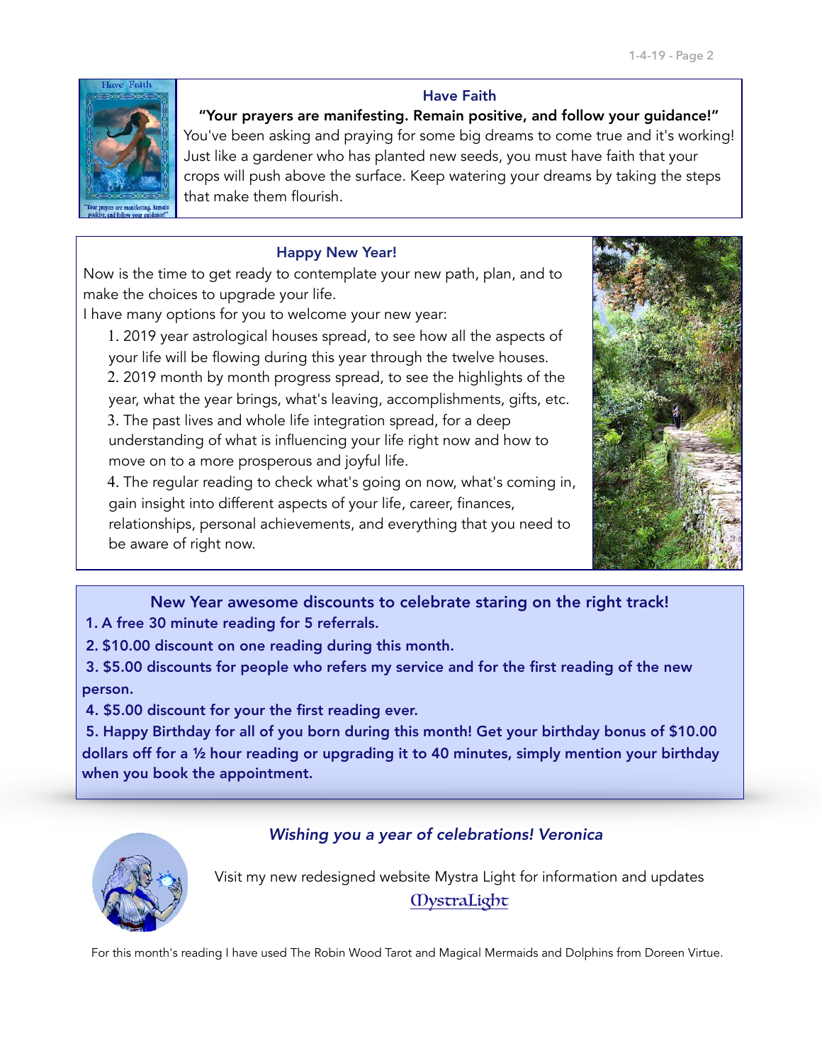### Have Faith

**"Your prayers are manifesting. Remain positive, and follow your guidance!"**

You've been asking and praying for some big dreams to come true and it's working! Just like a gardener who has planted new seeds, you must have faith that your crops will push above the surface. Keep watering your dreams by taking the steps that make them flourish.

### Happy New Year!

Now is the time to get ready to contemplate your new path, plan, and to make the choices to upgrade your life.

I have many options for you to welcome your new year:

1. 2019 year astrological houses spread, to see how all the aspects of your life will be flowing during this year through the twelve houses.
2. 2019 month by month progress spread, to see the highlights of the year, what the year brings, what's leaving, accomplishments, gifts, etc.
3. The past lives and whole life integration spread, for a deep understanding of what is influencing your life right now and how to move on to a more prosperous and joyful life.
4. The regular reading to check what's going on now, what's coming in, gain insight into different aspects of your life, career, finances, relationships, personal achievements, and everything that you need to be aware of right now.

### New Year awesome discounts to celebrate staring on the right track!

**1. A free 30 minute reading for 5 referrals.**

**2. $10.00 discount on one reading during this month.**

**3. $5.00 discounts for people who refers my service and for the first reading of the new person.**

**4. $5.00 discount for your the first reading ever.**

**5. Happy Birthday for all of you born during this month! Get your birthday bonus of $10.00 dollars off for a ½ hour reading or upgrading it to 40 minutes, simply mention your birthday when you book the appointment.**

***Wishing you a year of celebrations! Veronica***

Visit my new redesigned website Mystra Light for information and updates

MystraLight

For this month's reading I have used The Robin Wood Tarot and Magical Mermaids and Dolphins from Doreen Virtue.